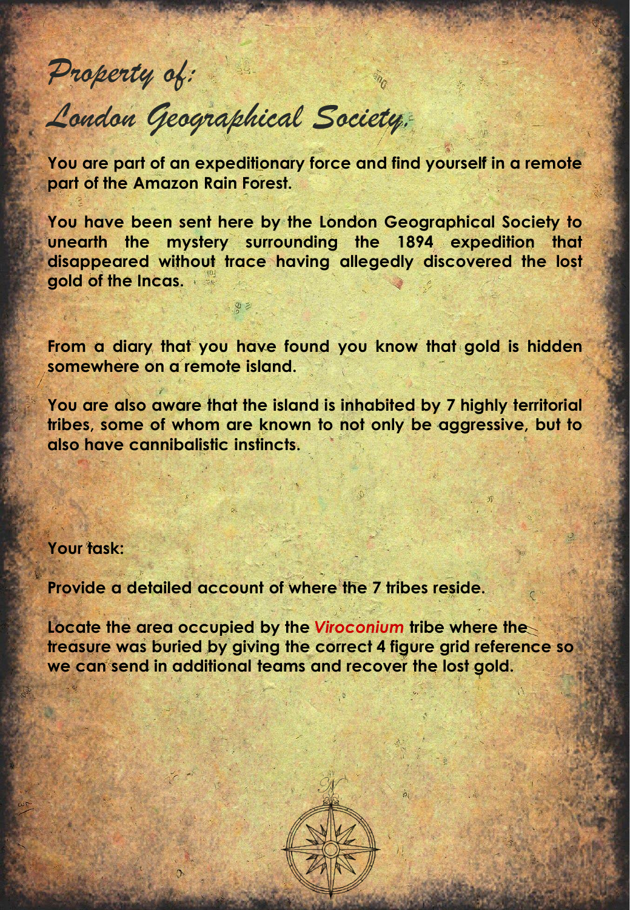*Property of:*

*London Geographical Society.*

**You are part of an expeditionary force and find yourself in a remote part of the Amazon Rain Forest.**

**You have been sent here by the London Geographical Society to unearth the mystery surrounding the 1894 expedition that disappeared without trace having allegedly discovered the lost gold of the Incas.**

**From a diary that you have found you know that gold is hidden somewhere on a remote island.**

**You are also aware that the island is inhabited by 7 highly territorial tribes, some of whom are known to not only be aggressive, but to also have cannibalistic instincts.**

**Your task:**

**Provide a detailed account of where the 7 tribes reside.**

**Locate the area occupied by the *Viroconium* tribe where the treasure was buried by giving the correct 4 figure grid reference so we can send in additional teams and recover the lost gold.**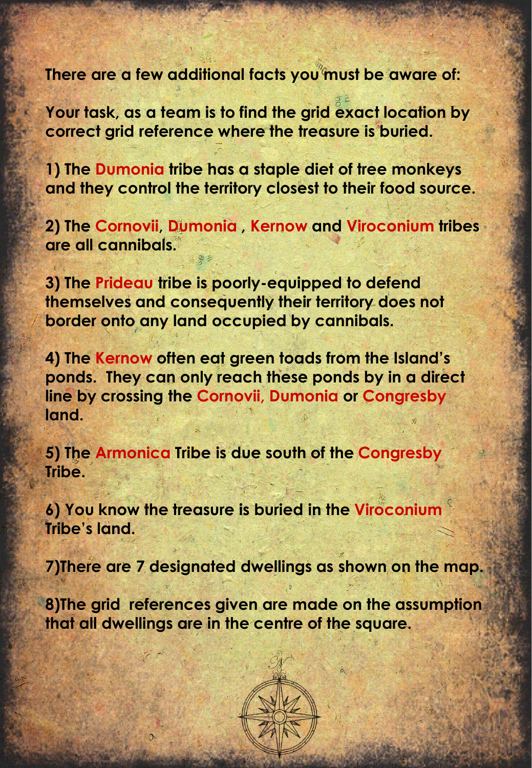**There are a few additional facts you must be aware of:**

**Your task, as a team is to find the grid exact location by correct grid reference where the treasure is buried.**

**1) The Dumonia tribe has a staple diet of tree monkeys and they control the territory closest to their food source.**

**2) The Cornovii, Dumonia , Kernow and Viroconium tribes are all cannibals.**

**3) The Prideau tribe is poorly-equipped to defend themselves and consequently their territory does not border onto any land occupied by cannibals.**

**4) The Kernow often eat green toads from the Island's ponds. They can only reach these ponds by in a direct line by crossing the Cornovii, Dumonia or Congresby land.**

**5) The Armonica Tribe is due south of the Congresby Tribe.**

**6) You know the treasure is buried in the Viroconium Tribe's land.**

**7)There are 7 designated dwellings as shown on the map.**

**8)The grid references given are made on the assumption that all dwellings are in the centre of the square.**